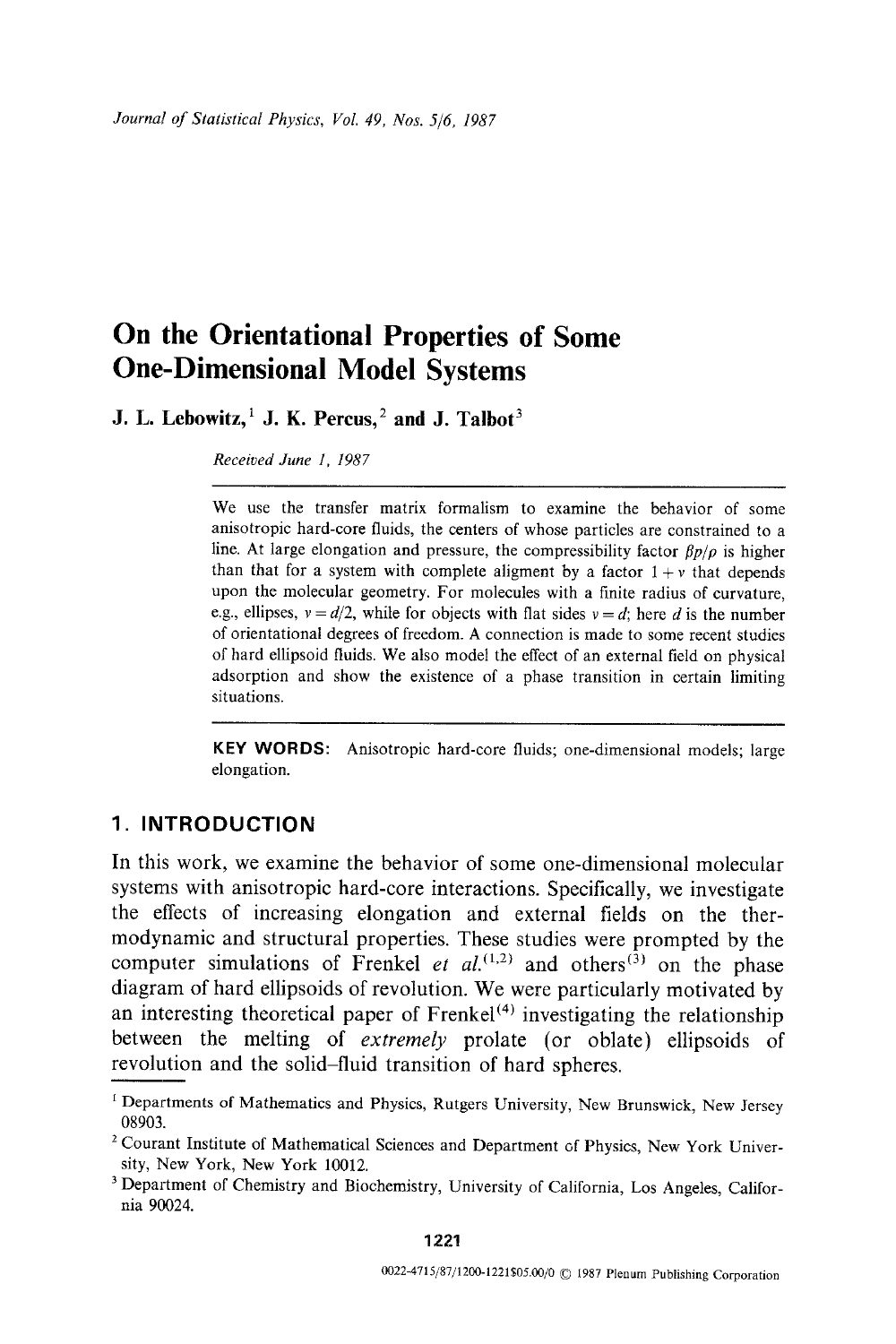# On the Orientational Properties of Some One-Dimensional Model Systems

**J. L. Lebowitz,[1] J. K. Percus,[2] and J. Talbot[3]**

*Received June 1, 1987*

---

We use the transfer matrix formalism to examine the behavior of some anisotropic hard-core fluids, the centers of whose particles are constrained to a line. At large elongation and pressure, the compressibility factor $\beta p/\rho$ is higher than that for a system with complete aligment by a factor $1+\nu$ that depends upon the molecular geometry. For molecules with a finite radius of curvature, e.g., ellipses, $\nu = d/2$, while for objects with flat sides $\nu = d$; here $d$ is the number of orientational degrees of freedom. A connection is made to some recent studies of hard ellipsoid fluids. We also model the effect of an external field on physical adsorption and show the existence of a phase transition in certain limiting situations.

---

**KEY WORDS:** Anisotropic hard-core fluids; one-dimensional models; large elongation.

## 1. INTRODUCTION

In this work, we examine the behavior of some one-dimensional molecular systems with anisotropic hard-core interactions. Specifically, we investigate the effects of increasing elongation and external fields on the thermodynamic and structural properties. These studies were prompted by the computer simulations of Frenkel *et al.*[1,2] and others[3] on the phase diagram of hard ellipsoids of revolution. We were particularly motivated by an interesting theoretical paper of Frenkel[4] investigating the relationship between the melting of *extremely* prolate (or oblate) ellipsoids of revolution and the solid–fluid transition of hard spheres.

---

[1] Departments of Mathematics and Physics, Rutgers University, New Brunswick, New Jersey 08903.

[2] Courant Institute of Mathematical Sciences and Department of Physics, New York University, New York, New York 10012.

[3] Department of Chemistry and Biochemistry, University of California, Los Angeles, California 90024.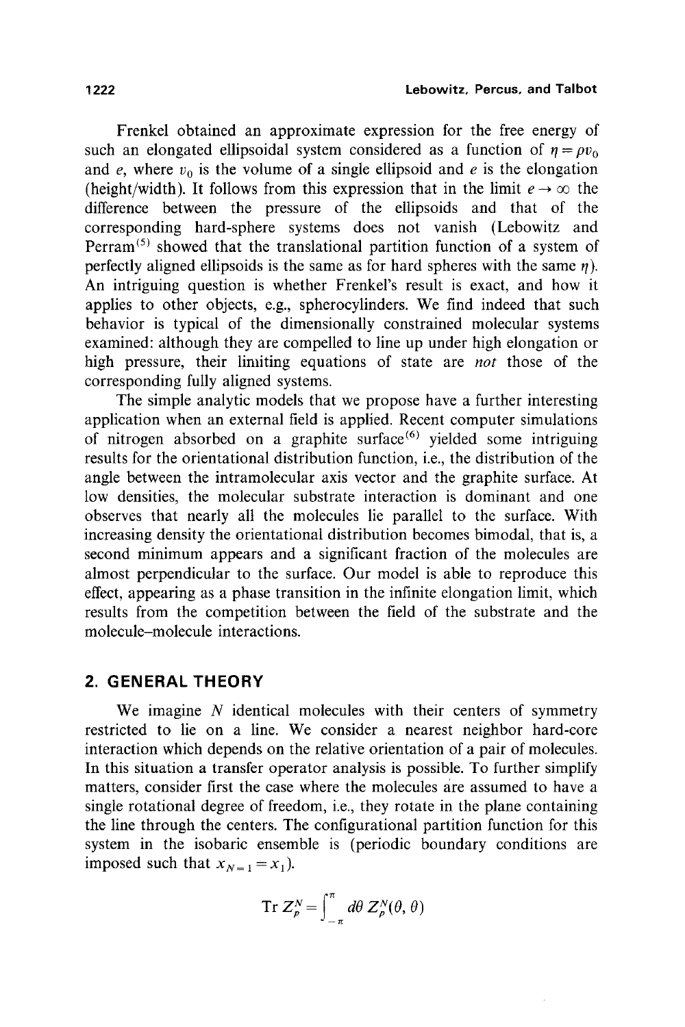Frenkel obtained an approximate expression for the free energy of such an elongated ellipsoidal system considered as a function of $\eta = \rho v_0$ and $e$, where $v_0$ is the volume of a single ellipsoid and $e$ is the elongation (height/width). It follows from this expression that in the limit $e \to \infty$ the difference between the pressure of the ellipsoids and that of the corresponding hard-sphere systems does not vanish (Lebowitz and Perram[5] showed that the translational partition function of a system of perfectly aligned ellipsoids is the same as for hard spheres with the same $\eta$). An intriguing question is whether Frenkel's result is exact, and how it applies to other objects, e.g., spherocylinders. We find indeed that such behavior is typical of the dimensionally constrained molecular systems examined: although they are compelled to line up under high elongation or high pressure, their limiting equations of state are *not* those of the corresponding fully aligned systems.

The simple analytic models that we propose have a further interesting application when an external field is applied. Recent computer simulations of nitrogen absorbed on a graphite surface[6] yielded some intriguing results for the orientational distribution function, i.e., the distribution of the angle between the intramolecular axis vector and the graphite surface. At low densities, the molecular substrate interaction is dominant and one observes that nearly all the molecules lie parallel to the surface. With increasing density the orientational distribution becomes bimodal, that is, a second minimum appears and a significant fraction of the molecules are almost perpendicular to the surface. Our model is able to reproduce this effect, appearing as a phase transition in the infinite elongation limit, which results from the competition between the field of the substrate and the molecule–molecule interactions.

## 2. GENERAL THEORY

We imagine $N$ identical molecules with their centers of symmetry restricted to lie on a line. We consider a nearest neighbor hard-core interaction which depends on the relative orientation of a pair of molecules. In this situation a transfer operator analysis is possible. To further simplify matters, consider first the case where the molecules are assumed to have a single rotational degree of freedom, i.e., they rotate in the plane containing the line through the centers. The configurational partition function for this system in the isobaric ensemble is (periodic boundary conditions are imposed such that $x_{N+1} = x_1$).

$$\operatorname{Tr} Z_p^N = \int_{-\pi}^{\pi} d\theta \, Z_p^N(\theta, \theta)$$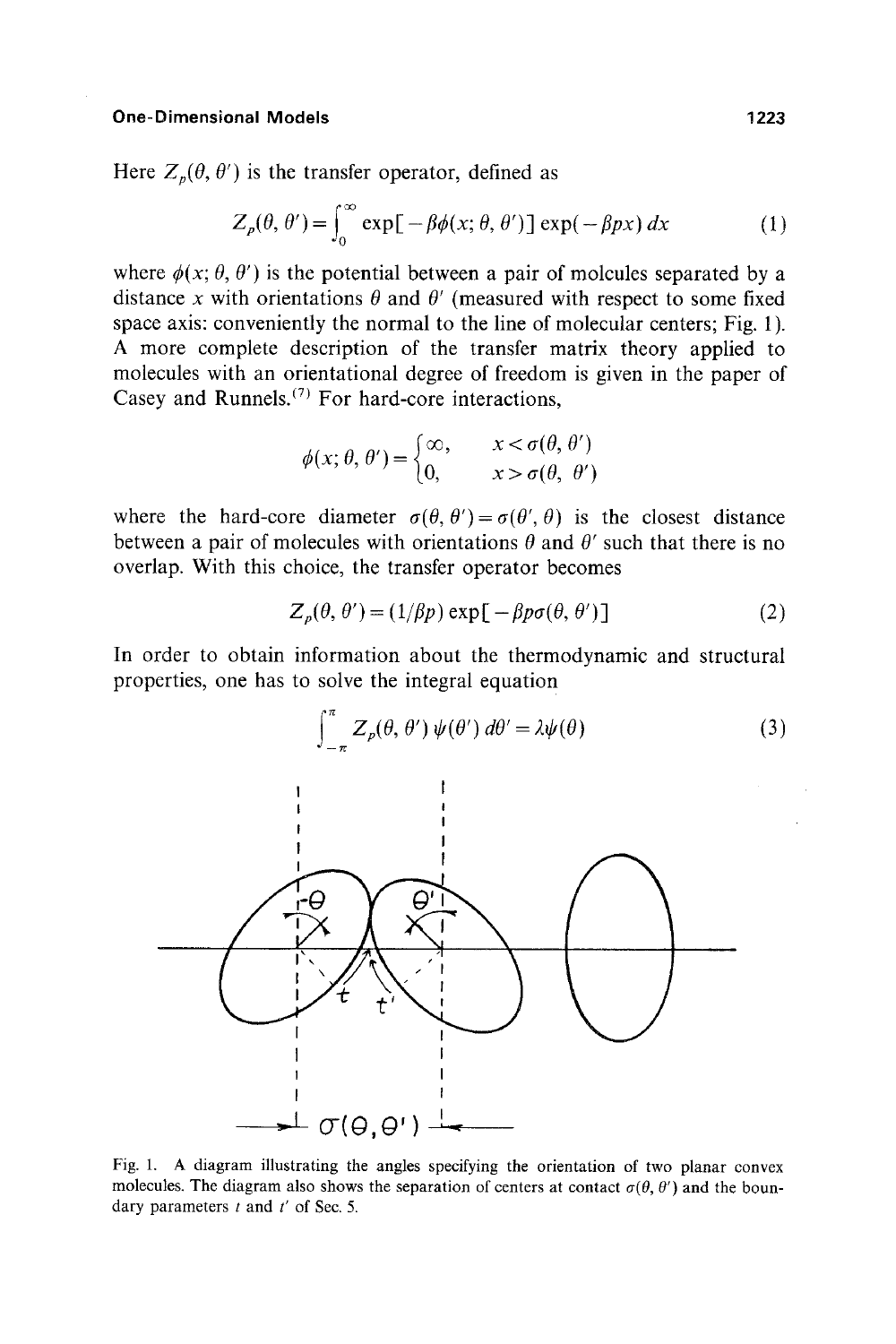Here $Z_p(\theta, \theta')$ is the transfer operator, defined as

$$Z_p(\theta, \theta') = \int_0^\infty \exp[-\beta\phi(x; \theta, \theta')] \exp(-\beta p x)\, dx \tag{1}$$

where $\phi(x; \theta, \theta')$ is the potential between a pair of molcules separated by a distance $x$ with orientations $\theta$ and $\theta'$ (measured with respect to some fixed space axis: conveniently the normal to the line of molecular centers; Fig. 1). A more complete description of the transfer matrix theory applied to molecules with an orientational degree of freedom is given in the paper of Casey and Runnels.[7] For hard-core interactions,

$$\phi(x; \theta, \theta') = \begin{cases} \infty, & x < \sigma(\theta, \theta') \\ 0, & x > \sigma(\theta, \theta') \end{cases}$$

where the hard-core diameter $\sigma(\theta, \theta') = \sigma(\theta', \theta)$ is the closest distance between a pair of molecules with orientations $\theta$ and $\theta'$ such that there is no overlap. With this choice, the transfer operator becomes

$$Z_p(\theta, \theta') = (1/\beta p) \exp[-\beta p \sigma(\theta, \theta')] \tag{2}$$

In order to obtain information about the thermodynamic and structural properties, one has to solve the integral equation

$$\int_{-\pi}^{\pi} Z_p(\theta, \theta')\, \psi(\theta')\, d\theta' = \lambda \psi(\theta) \tag{3}$$

Fig. 1. A diagram illustrating the angles specifying the orientation of two planar convex molecules. The diagram also shows the separation of centers at contact $\sigma(\theta, \theta')$ and the boundary parameters $t$ and $t'$ of Sec. 5.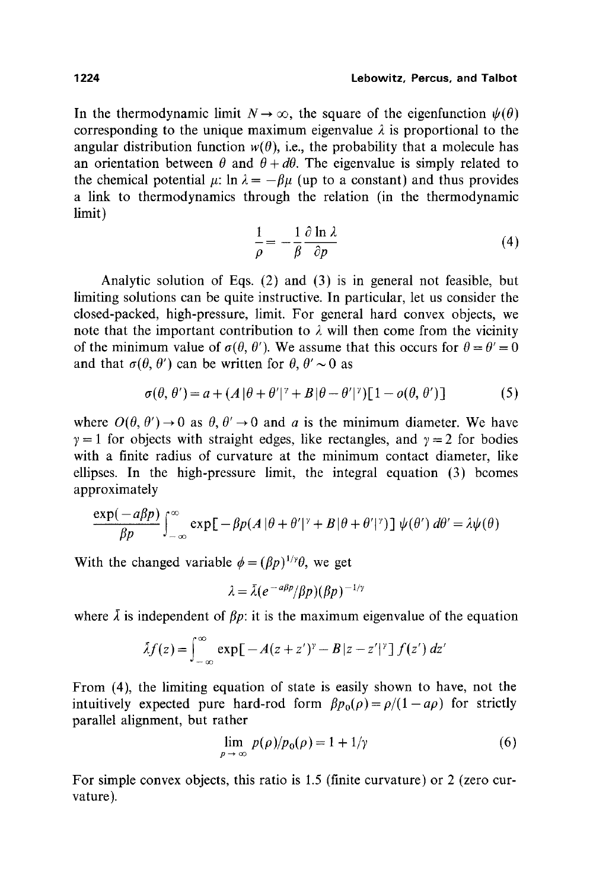In the thermodynamic limit $N \to \infty$, the square of the eigenfunction $\psi(\theta)$ corresponding to the unique maximum eigenvalue $\lambda$ is proportional to the angular distribution function $w(\theta)$, i.e., the probability that a molecule has an orientation between $\theta$ and $\theta + d\theta$. The eigenvalue is simply related to the chemical potential $\mu$: $\ln \lambda = -\beta\mu$ (up to a constant) and thus provides a link to thermodynamics through the relation (in the thermodynamic limit)

$$\frac{1}{\rho} = -\frac{1}{\beta}\frac{\partial \ln \lambda}{\partial p} \tag{4}$$

Analytic solution of Eqs. (2) and (3) is in general not feasible, but limiting solutions can be quite instructive. In particular, let us consider the closed-packed, high-pressure, limit. For general hard convex objects, we note that the important contribution to $\lambda$ will then come from the vicinity of the minimum value of $\sigma(\theta, \theta')$. We assume that this occurs for $\theta = \theta' = 0$ and that $\sigma(\theta, \theta')$ can be written for $\theta, \theta' \sim 0$ as

$$\sigma(\theta, \theta') = a + (A\,|\theta + \theta'|^{\gamma} + B\,|\theta - \theta'|^{\gamma})[1 - o(\theta, \theta')] \tag{5}$$

where $O(\theta, \theta') \to 0$ as $\theta, \theta' \to 0$ and $a$ is the minimum diameter. We have $\gamma = 1$ for objects with straight edges, like rectangles, and $\gamma = 2$ for bodies with a finite radius of curvature at the minimum contact diameter, like ellipses. In the high-pressure limit, the integral equation (3) bcomes approximately

$$\frac{\exp(-a\beta p)}{\beta p}\int_{-\infty}^{\infty} \exp[-\beta p(A\,|\theta + \theta'|^{\gamma} + B\,|\theta + \theta'|^{\gamma})]\,\psi(\theta')\,d\theta' = \lambda\psi(\theta)$$

With the changed variable $\phi = (\beta p)^{1/\gamma}\theta$, we get

$$\lambda = \bar{\lambda}(e^{-a\beta p}/\beta p)(\beta p)^{-1/\gamma}$$

where $\bar{\lambda}$ is independent of $\beta p$: it is the maximum eigenvalue of the equation

$$\bar{\lambda} f(z) = \int_{-\infty}^{\infty} \exp[-A(z + z')^{\gamma} - B\,|z - z'|^{\gamma}]\,f(z')\,dz'$$

From (4), the limiting equation of state is easily shown to have, not the intuitively expected pure hard-rod form $\beta p_0(\rho) = \rho/(1 - a\rho)$ for strictly parallel alignment, but rather

$$\lim_{p \to \infty} p(\rho)/p_0(\rho) = 1 + 1/\gamma \tag{6}$$

For simple convex objects, this ratio is 1.5 (finite curvature) or 2 (zero curvature).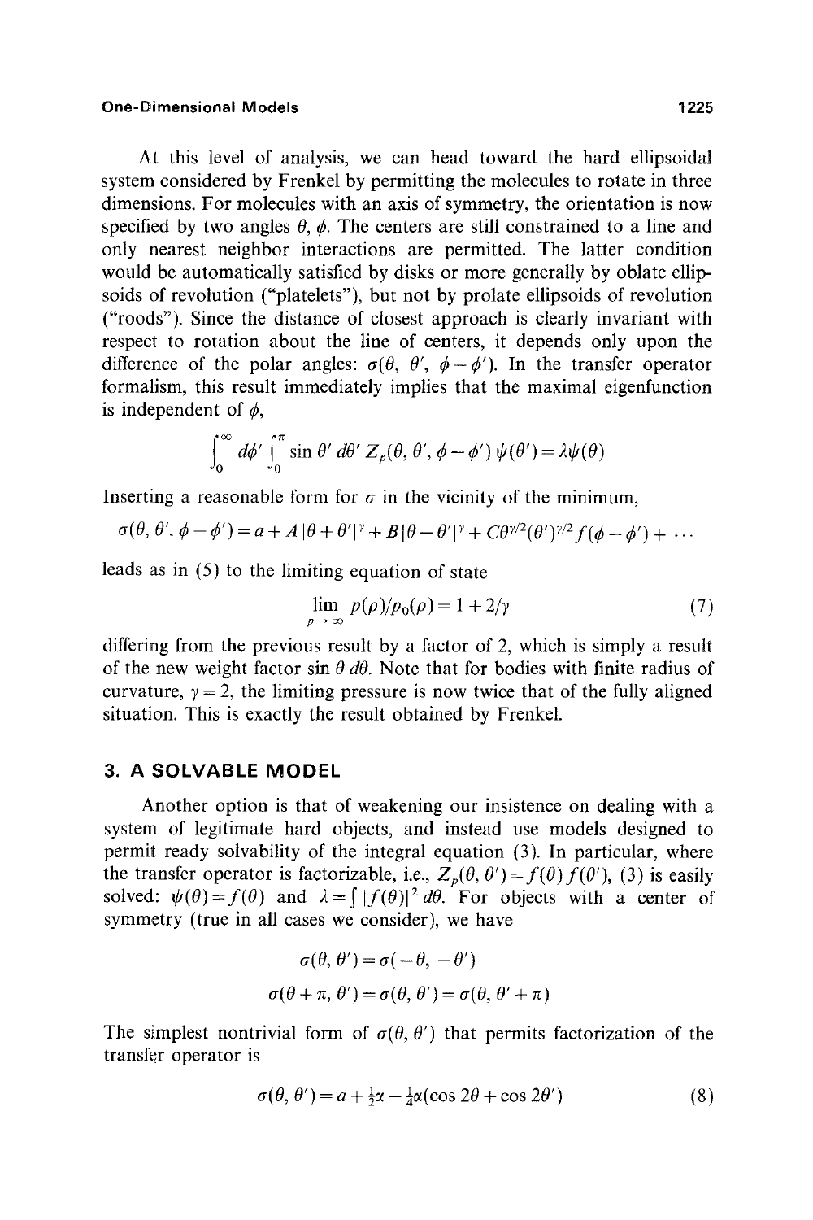At this level of analysis, we can head toward the hard ellipsoidal system considered by Frenkel by permitting the molecules to rotate in three dimensions. For molecules with an axis of symmetry, the orientation is now specified by two angles $\theta$, $\phi$. The centers are still constrained to a line and only nearest neighbor interactions are permitted. The latter condition would be automatically satisfied by disks or more generally by oblate ellipsoids of revolution ("platelets"), but not by prolate ellipsoids of revolution ("roods"). Since the distance of closest approach is clearly invariant with respect to rotation about the line of centers, it depends only upon the difference of the polar angles: $\sigma(\theta,\ \theta',\ \phi-\phi')$. In the transfer operator formalism, this result immediately implies that the maximal eigenfunction is independent of $\phi$,

$$\int_0^\infty d\phi' \int_0^\pi \sin\theta'\, d\theta'\, Z_p(\theta,\theta',\phi-\phi')\,\psi(\theta') = \lambda\psi(\theta)$$

Inserting a reasonable form for $\sigma$ in the vicinity of the minimum,

$$\sigma(\theta,\theta',\phi-\phi') = a + A\,|\theta+\theta'|^\gamma + B\,|\theta-\theta'|^\gamma + C\theta^{\gamma/2}(\theta')^{\gamma/2} f(\phi-\phi') + \cdots$$

leads as in (5) to the limiting equation of state

$$\lim_{p\to\infty} p(\rho)/p_0(\rho) = 1 + 2/\gamma \tag{7}$$

differing from the previous result by a factor of 2, which is simply a result of the new weight factor $\sin\theta\, d\theta$. Note that for bodies with finite radius of curvature, $\gamma = 2$, the limiting pressure is now twice that of the fully aligned situation. This is exactly the result obtained by Frenkel.

## 3. A SOLVABLE MODEL

Another option is that of weakening our insistence on dealing with a system of legitimate hard objects, and instead use models designed to permit ready solvability of the integral equation (3). In particular, where the transfer operator is factorizable, i.e., $Z_p(\theta,\theta') = f(\theta) f(\theta')$, (3) is easily solved: $\psi(\theta) = f(\theta)$ and $\lambda = \int |f(\theta)|^2\, d\theta$. For objects with a center of symmetry (true in all cases we consider), we have

$$\sigma(\theta,\theta') = \sigma(-\theta,-\theta')$$

$$\sigma(\theta+\pi,\theta') = \sigma(\theta,\theta') = \sigma(\theta,\theta'+\pi)$$

The simplest nontrivial form of $\sigma(\theta,\theta')$ that permits factorization of the transfer operator is

$$\sigma(\theta,\theta') = a + \tfrac{1}{2}\alpha - \tfrac{1}{4}\alpha(\cos 2\theta + \cos 2\theta') \tag{8}$$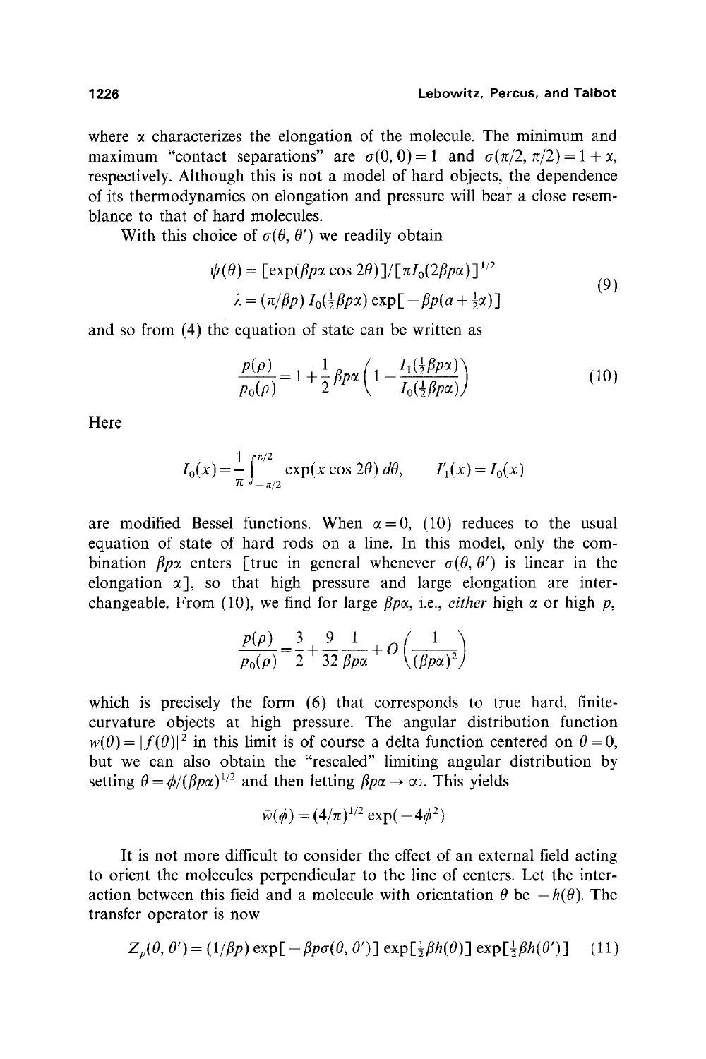where $\alpha$ characterizes the elongation of the molecule. The minimum and maximum "contact separations" are $\sigma(0, 0) = 1$ and $\sigma(\pi/2, \pi/2) = 1 + \alpha$, respectively. Although this is not a model of hard objects, the dependence of its thermodynamics on elongation and pressure will bear a close resemblance to that of hard molecules.

With this choice of $\sigma(\theta, \theta')$ we readily obtain

$$
\begin{aligned}
\psi(\theta) &= [\exp(\beta p \alpha \cos 2\theta)]/[\pi I_0(2\beta p \alpha)]^{1/2} \\
\lambda &= (\pi/\beta p)\, I_0(\tfrac{1}{2}\beta p \alpha) \exp[-\beta p(a + \tfrac{1}{2}\alpha)]
\end{aligned} \tag{9}
$$

and so from (4) the equation of state can be written as

$$
\frac{p(\rho)}{p_0(\rho)} = 1 + \frac{1}{2}\beta p \alpha \left(1 - \frac{I_1(\frac{1}{2}\beta p \alpha)}{I_0(\frac{1}{2}\beta p \alpha)}\right) \tag{10}
$$

Here

$$
I_0(x) = \frac{1}{\pi}\int_{-\pi/2}^{\pi/2} \exp(x \cos 2\theta)\, d\theta, \qquad I'_1(x) = I_0(x)
$$

are modified Bessel functions. When $\alpha = 0$, (10) reduces to the usual equation of state of hard rods on a line. In this model, only the combination $\beta p \alpha$ enters [true in general whenever $\sigma(\theta, \theta')$ is linear in the elongation $\alpha$], so that high pressure and large elongation are interchangeable. From (10), we find for large $\beta p \alpha$, i.e., *either* high $\alpha$ or high $p$,

$$
\frac{p(\rho)}{p_0(\rho)} = \frac{3}{2} + \frac{9}{32}\frac{1}{\beta p \alpha} + O\left(\frac{1}{(\beta p \alpha)^2}\right)
$$

which is precisely the form (6) that corresponds to true hard, finite-curvature objects at high pressure. The angular distribution function $w(\theta) = |f(\theta)|^2$ in this limit is of course a delta function centered on $\theta = 0$, but we can also obtain the "rescaled" limiting angular distribution by setting $\theta = \phi/(\beta p \alpha)^{1/2}$ and then letting $\beta p \alpha \to \infty$. This yields

$$
\bar{w}(\phi) = (4/\pi)^{1/2} \exp(-4\phi^2)
$$

It is not more difficult to consider the effect of an external field acting to orient the molecules perpendicular to the line of centers. Let the interaction between this field and a molecule with orientation $\theta$ be $-h(\theta)$. The transfer operator is now

$$
Z_p(\theta, \theta') = (1/\beta p) \exp[-\beta p \sigma(\theta, \theta')] \exp[\tfrac{1}{2}\beta h(\theta)] \exp[\tfrac{1}{2}\beta h(\theta')] \tag{11}
$$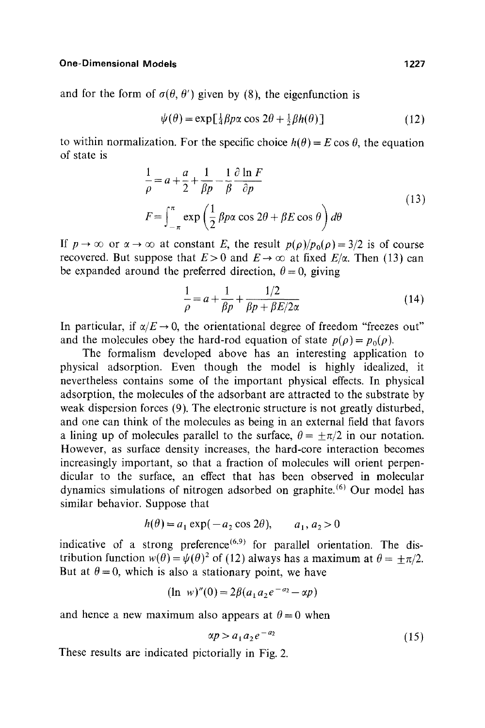and for the form of $\sigma(\theta, \theta')$ given by (8), the eigenfunction is

$$\psi(\theta) = \exp[\tfrac{1}{4}\beta p \alpha \cos 2\theta + \tfrac{1}{2}\beta h(\theta)] \tag{12}$$

to within normalization. For the specific choice $h(\theta) = E \cos \theta$, the equation of state is

$$\begin{aligned} \frac{1}{\rho} &= a + \frac{a}{2} + \frac{1}{\beta p} - \frac{1}{\beta}\frac{\partial \ln F}{\partial p} \\ F &= \int_{-\pi}^{\pi} \exp\left(\frac{1}{2}\beta p \alpha \cos 2\theta + \beta E \cos \theta\right) d\theta \end{aligned} \tag{13}$$

If $p \to \infty$ or $\alpha \to \infty$ at constant $E$, the result $p(\rho)/p_0(\rho) = 3/2$ is of course recovered. But suppose that $E > 0$ and $E \to \infty$ at fixed $E/\alpha$. Then (13) can be expanded around the preferred direction, $\theta = 0$, giving

$$\frac{1}{\rho} = a + \frac{1}{\beta p} + \frac{1/2}{\beta p + \beta E/2\alpha} \tag{14}$$

In particular, if $\alpha/E \to 0$, the orientational degree of freedom "freezes out" and the molecules obey the hard-rod equation of state $p(\rho) = p_0(\rho)$.

The formalism developed above has an interesting application to physical adsorption. Even though the model is highly idealized, it nevertheless contains some of the important physical effects. In physical adsorption, the molecules of the adsorbant are attracted to the substrate by weak dispersion forces (9). The electronic structure is not greatly disturbed, and one can think of the molecules as being in an external field that favors a lining up of molecules parallel to the surface, $\theta = \pm\pi/2$ in our notation. However, as surface density increases, the hard-core interaction becomes increasingly important, so that a fraction of molecules will orient perpendicular to the surface, an effect that has been observed in molecular dynamics simulations of nitrogen adsorbed on graphite.[6] Our model has similar behavior. Suppose that

$$h(\theta) = a_1 \exp(-a_2 \cos 2\theta), \qquad a_1, a_2 > 0$$

indicative of a strong preference[6,9] for parallel orientation. The distribution function $w(\theta) = \psi(\theta)^2$ of (12) always has a maximum at $\theta = \pm\pi/2$. But at $\theta = 0$, which is also a stationary point, we have

$$(\ln\, w)''(0) = 2\beta(a_1 a_2 e^{-a_2} - \alpha p)$$

and hence a new maximum also appears at $\theta = 0$ when

$$\alpha p > a_1 a_2 e^{-a_2} \tag{15}$$

These results are indicated pictorially in Fig. 2.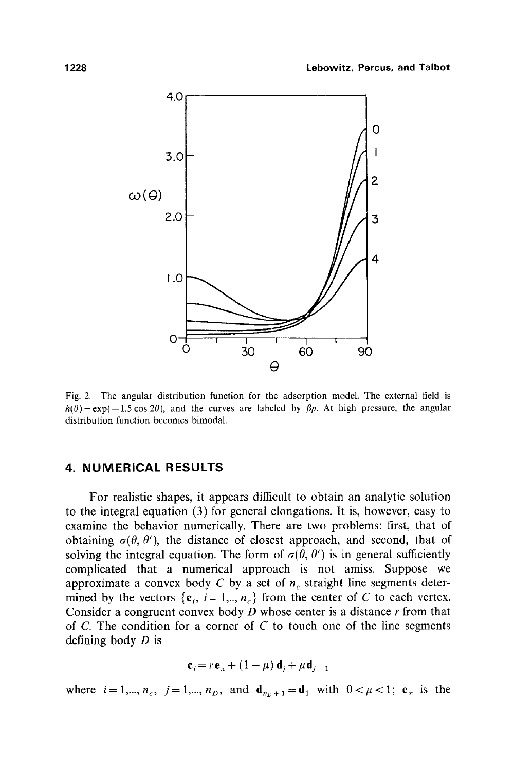Fig. 2. The angular distribution function for the adsorption model. The external field is $h(\theta) = \exp(-1.5 \cos 2\theta)$, and the curves are labeled by $\beta p$. At high pressure, the angular distribution function becomes bimodal.

## 4. NUMERICAL RESULTS

For realistic shapes, it appears difficult to obtain an analytic solution to the integral equation (3) for general elongations. It is, however, easy to examine the behavior numerically. There are two problems: first, that of obtaining $\sigma(\theta, \theta')$, the distance of closest approach, and second, that of solving the integral equation. The form of $\sigma(\theta, \theta')$ is in general sufficiently complicated that a numerical approach is not amiss. Suppose we approximate a convex body $C$ by a set of $n_c$ straight line segments determined by the vectors $\{\mathbf{c}_i, i = 1,.., n_c\}$ from the center of $C$ to each vertex. Consider a congruent convex body $D$ whose center is a distance $r$ from that of $C$. The condition for a corner of $C$ to touch one of the line segments defining body $D$ is

$$\mathbf{c}_i = r\mathbf{e}_x + (1 - \mu)\,\mathbf{d}_j + \mu\mathbf{d}_{j+1}$$

where $i = 1,..., n_c$, $j = 1,..., n_D$, and $\mathbf{d}_{n_D+1} = \mathbf{d}_1$ with $0 < \mu < 1$; $\mathbf{e}_x$ is the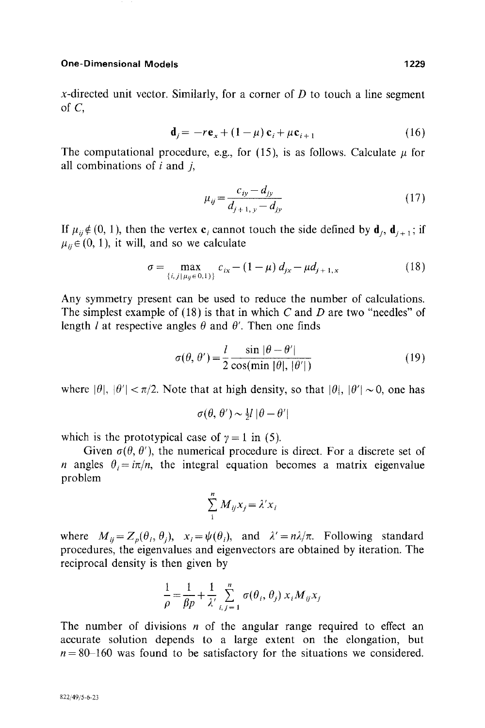$x$-directed unit vector. Similarly, for a corner of $D$ to touch a line segment of $C$,

$$\mathbf{d}_j = -r\mathbf{e}_x + (1-\mu)\,\mathbf{c}_i + \mu\mathbf{c}_{i+1} \tag{16}$$

The computational procedure, e.g., for (15), is as follows. Calculate $\mu$ for all combinations of $i$ and $j$,

$$\mu_{ij} = \frac{c_{iy} - d_{jy}}{d_{j+1,y} - d_{jy}} \tag{17}$$

If $\mu_{ij} \notin (0, 1)$, then the vertex $\mathbf{c}_i$ cannot touch the side defined by $\mathbf{d}_j$, $\mathbf{d}_{j+1}$; if $\mu_{ij} \in (0, 1)$, it will, and so we calculate

$$\sigma = \max_{\{i,j \mid \mu_{ij} \in 0,1)\}} c_{ix} - (1-\mu)\, d_{jx} - \mu d_{j+1,x} \tag{18}$$

Any symmetry present can be used to reduce the number of calculations. The simplest example of (18) is that in which $C$ and $D$ are two "needles" of length $l$ at respective angles $\theta$ and $\theta'$. Then one finds

$$\sigma(\theta, \theta') = \frac{l}{2} \frac{\sin|\theta - \theta'|}{\cos(\min|\theta|, |\theta'|)} \tag{19}$$

where $|\theta|$, $|\theta'| < \pi/2$. Note that at high density, so that $|\theta|$, $|\theta'| \sim 0$, one has

$$\sigma(\theta, \theta') \sim \tfrac{1}{2} l\, |\theta - \theta'|$$

which is the prototypical case of $\gamma = 1$ in (5).

Given $\sigma(\theta, \theta')$, the numerical procedure is direct. For a discrete set of $n$ angles $\theta_i = i\pi/n$, the integral equation becomes a matrix eigenvalue problem

$$\sum_{1}^{n} M_{ij} x_j = \lambda' x_i$$

where $M_{ij} = Z_p(\theta_i, \theta_j)$, $x_i = \psi(\theta_i)$, and $\lambda' = n\lambda/\pi$. Following standard procedures, the eigenvalues and eigenvectors are obtained by iteration. The reciprocal density is then given by

$$\frac{1}{\rho} = \frac{1}{\beta p} + \frac{1}{\lambda'} \sum_{i,j=1}^{n} \sigma(\theta_i, \theta_j)\, x_i M_{ij} x_j$$

The number of divisions $n$ of the angular range required to effect an accurate solution depends to a large extent on the elongation, but $n = 80$–$160$ was found to be satisfactory for the situations we considered.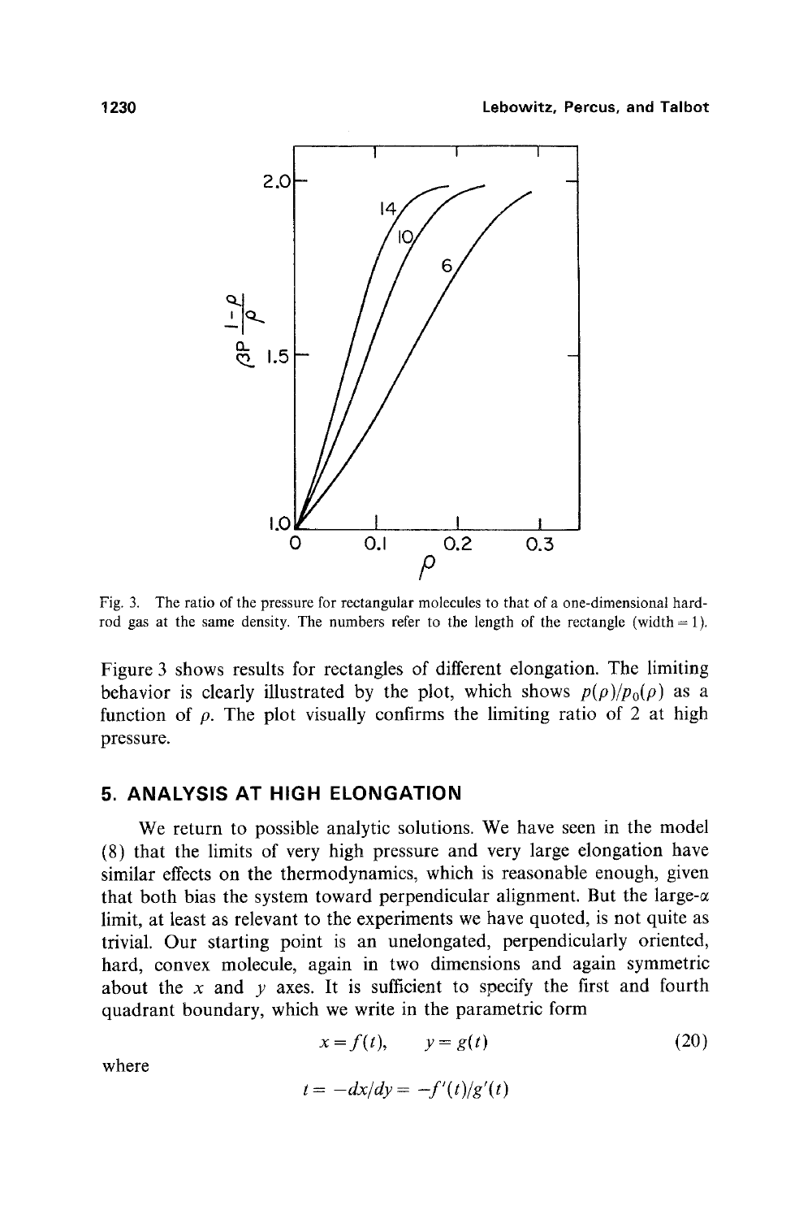Fig. 3. The ratio of the pressure for rectangular molecules to that of a one-dimensional hard-rod gas at the same density. The numbers refer to the length of the rectangle (width = 1).

Figure 3 shows results for rectangles of different elongation. The limiting behavior is clearly illustrated by the plot, which shows $p(\rho)/p_0(\rho)$ as a function of $\rho$. The plot visually confirms the limiting ratio of 2 at high pressure.

## 5. ANALYSIS AT HIGH ELONGATION

We return to possible analytic solutions. We have seen in the model (8) that the limits of very high pressure and very large elongation have similar effects on the thermodynamics, which is reasonable enough, given that both bias the system toward perpendicular alignment. But the large-$\alpha$ limit, at least as relevant to the experiments we have quoted, is not quite as trivial. Our starting point is an unelongated, perpendicularly oriented, hard, convex molecule, again in two dimensions and again symmetric about the $x$ and $y$ axes. It is sufficient to specify the first and fourth quadrant boundary, which we write in the parametric form

$$x = f(t), \qquad y = g(t) \tag{20}$$

where

$$t = -dx/dy = -f'(t)/g'(t)$$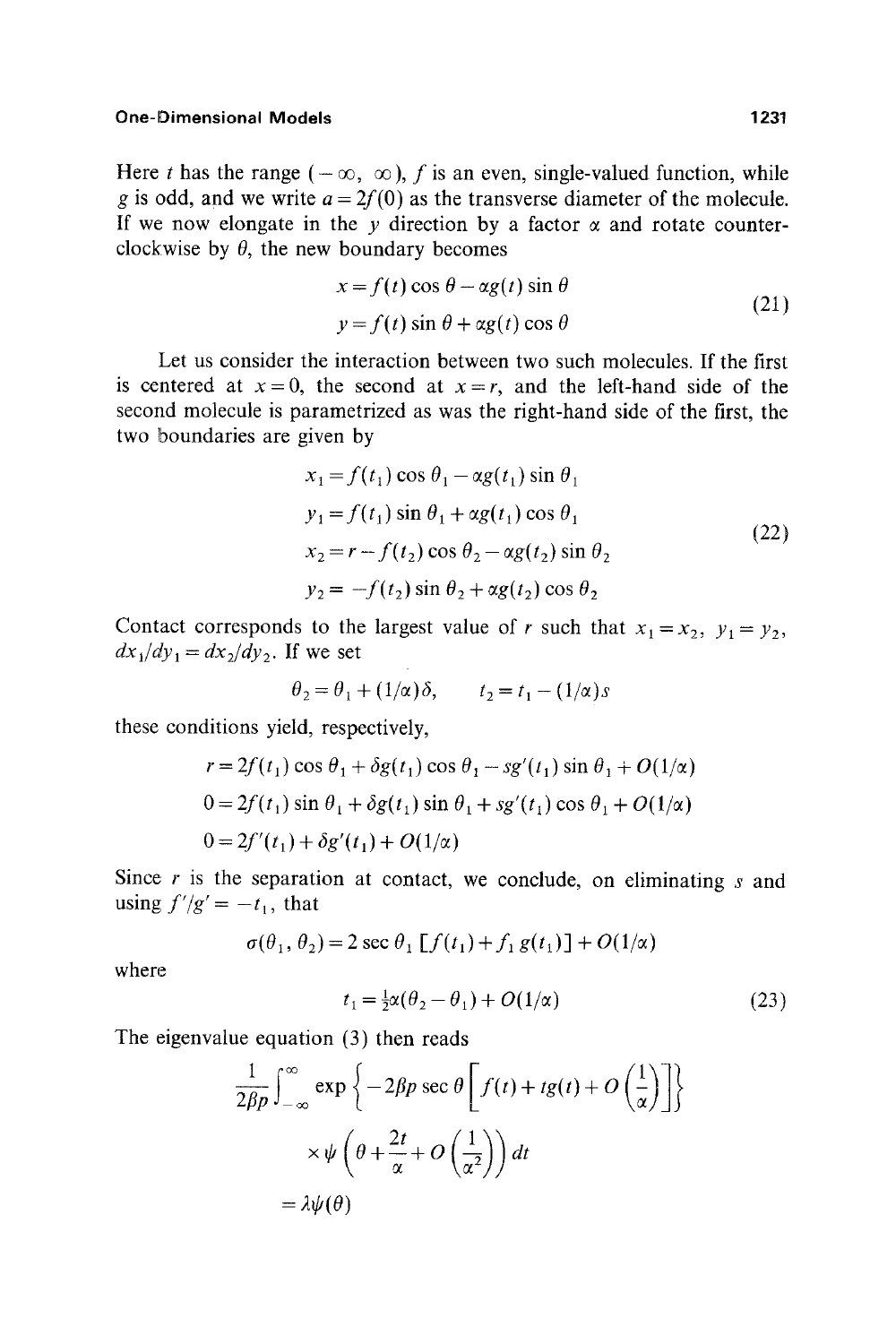Here $t$ has the range $(-\infty, \infty)$, $f$ is an even, single-valued function, while $g$ is odd, and we write $a = 2f(0)$ as the transverse diameter of the molecule. If we now elongate in the $y$ direction by a factor $\alpha$ and rotate counterclockwise by $\theta$, the new boundary becomes

$$
\begin{aligned}
x &= f(t)\cos\theta - \alpha g(t)\sin\theta \\
y &= f(t)\sin\theta + \alpha g(t)\cos\theta
\end{aligned}
\tag{21}
$$

Let us consider the interaction between two such molecules. If the first is centered at $x = 0$, the second at $x = r$, and the left-hand side of the second molecule is parametrized as was the right-hand side of the first, the two boundaries are given by

$$
\begin{aligned}
x_1 &= f(t_1)\cos\theta_1 - \alpha g(t_1)\sin\theta_1 \\
y_1 &= f(t_1)\sin\theta_1 + \alpha g(t_1)\cos\theta_1 \\
x_2 &= r - f(t_2)\cos\theta_2 - \alpha g(t_2)\sin\theta_2 \\
y_2 &= -f(t_2)\sin\theta_2 + \alpha g(t_2)\cos\theta_2
\end{aligned}
\tag{22}
$$

Contact corresponds to the largest value of $r$ such that $x_1 = x_2$, $y_1 = y_2$, $dx_1/dy_1 = dx_2/dy_2$. If we set

$$
\theta_2 = \theta_1 + (1/\alpha)\delta, \qquad t_2 = t_1 - (1/\alpha)s
$$

these conditions yield, respectively,

$$
\begin{aligned}
r &= 2f(t_1)\cos\theta_1 + \delta g(t_1)\cos\theta_1 - s g'(t_1)\sin\theta_1 + O(1/\alpha) \\
0 &= 2f(t_1)\sin\theta_1 + \delta g(t_1)\sin\theta_1 + s g'(t_1)\cos\theta_1 + O(1/\alpha) \\
0 &= 2f'(t_1) + \delta g'(t_1) + O(1/\alpha)
\end{aligned}
$$

Since $r$ is the separation at contact, we conclude, on eliminating $s$ and using $f'/g' = -t_1$, that

$$
\sigma(\theta_1, \theta_2) = 2\sec\theta_1\,[f(t_1) + f_1\, g(t_1)] + O(1/\alpha)
$$

where

$$
t_1 = \tfrac{1}{2}\alpha(\theta_2 - \theta_1) + O(1/\alpha)
\tag{23}
$$

The eigenvalue equation (3) then reads

$$
\begin{aligned}
\frac{1}{2\beta p}\int_{-\infty}^{\infty} &\exp\left\{-2\beta p\sec\theta\left[f(t) + t g(t) + O\left(\frac{1}{\alpha}\right)\right]\right\} \\
&\times \psi\left(\theta + \frac{2t}{\alpha} + O\left(\frac{1}{\alpha^2}\right)\right) dt \\
&= \lambda\psi(\theta)
\end{aligned}
$$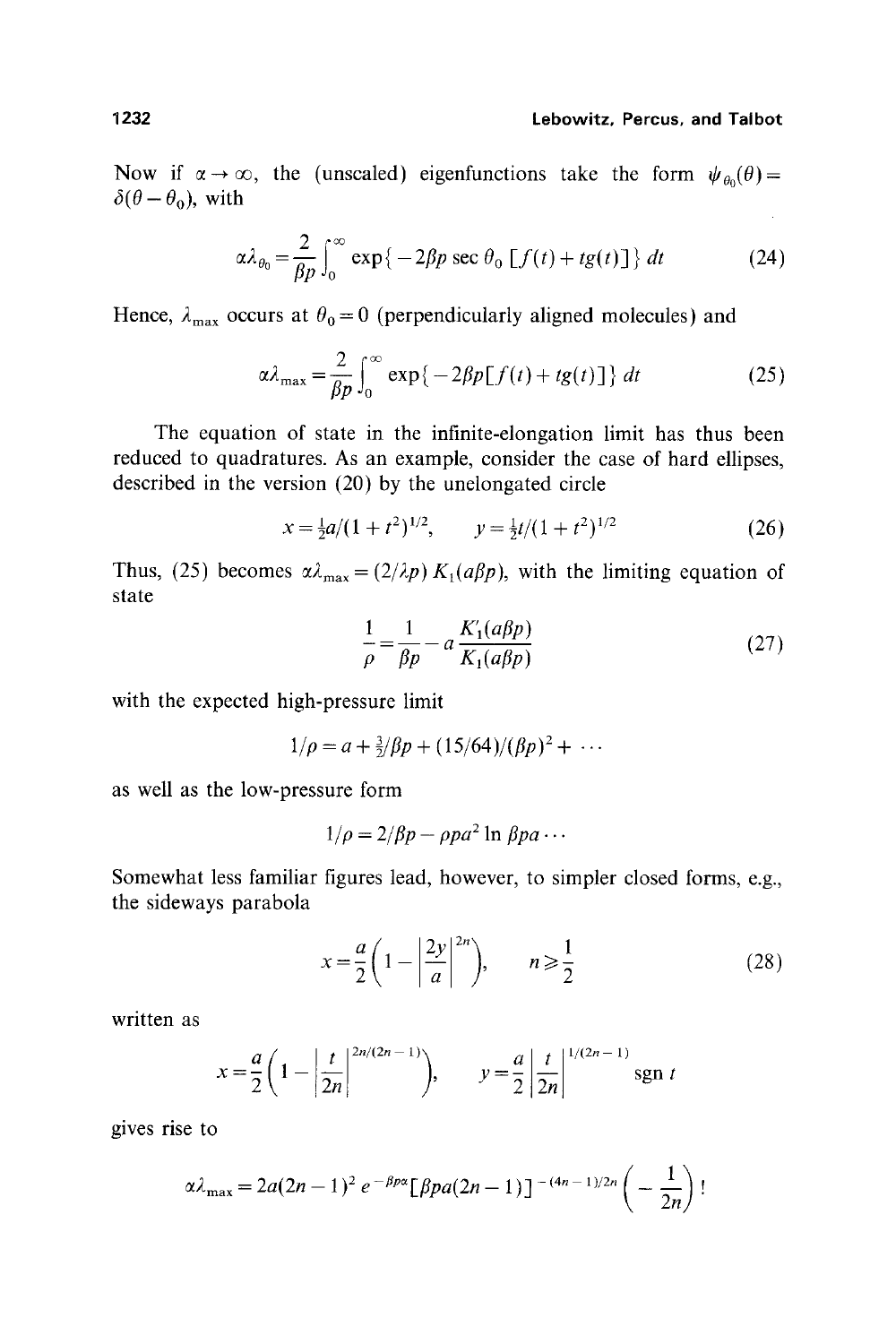Now if $\alpha \to \infty$, the (unscaled) eigenfunctions take the form $\psi_{\theta_0}(\theta) = \delta(\theta - \theta_0)$, with

$$\alpha \lambda_{\theta_0} = \frac{2}{\beta p} \int_0^\infty \exp\{-2\beta p \sec \theta_0 \, [f(t) + t g(t)]\} \, dt \tag{24}$$

Hence, $\lambda_{\max}$ occurs at $\theta_0 = 0$ (perpendicularly aligned molecules) and

$$\alpha \lambda_{\max} = \frac{2}{\beta p} \int_0^\infty \exp\{-2\beta p [f(t) + t g(t)]\} \, dt \tag{25}$$

The equation of state in the infinite-elongation limit has thus been reduced to quadratures. As an example, consider the case of hard ellipses, described in the version (20) by the unelongated circle

$$x = \tfrac{1}{2} a/(1 + t^2)^{1/2}, \qquad y = \tfrac{1}{2} t/(1 + t^2)^{1/2} \tag{26}$$

Thus, (25) becomes $\alpha \lambda_{\max} = (2/\lambda p) \, K_1(a\beta p)$, with the limiting equation of state

$$\frac{1}{\rho} = \frac{1}{\beta p} - a \frac{K_1'(a\beta p)}{K_1(a\beta p)} \tag{27}$$

with the expected high-pressure limit

$$1/\rho = a + \tfrac{3}{2}/\beta p + (15/64)/(\beta p)^2 + \cdots$$

as well as the low-pressure form

$$1/\rho = 2/\beta p - \rho p a^2 \ln \beta p a \cdots$$

Somewhat less familiar figures lead, however, to simpler closed forms, e.g., the sideways parabola

$$x = \frac{a}{2}\left(1 - \left|\frac{2y}{a}\right|^{2n}\right), \qquad n \geqslant \frac{1}{2} \tag{28}$$

written as

$$x = \frac{a}{2}\left(1 - \left|\frac{t}{2n}\right|^{2n/(2n-1)}\right), \qquad y = \frac{a}{2}\left|\frac{t}{2n}\right|^{1/(2n-1)} \operatorname{sgn} t$$

gives rise to

$$\alpha \lambda_{\max} = 2a(2n-1)^2 \, e^{-\beta p a} [\beta p a (2n-1)]^{-(4n-1)/2n} \left(-\frac{1}{2n}\right)!$$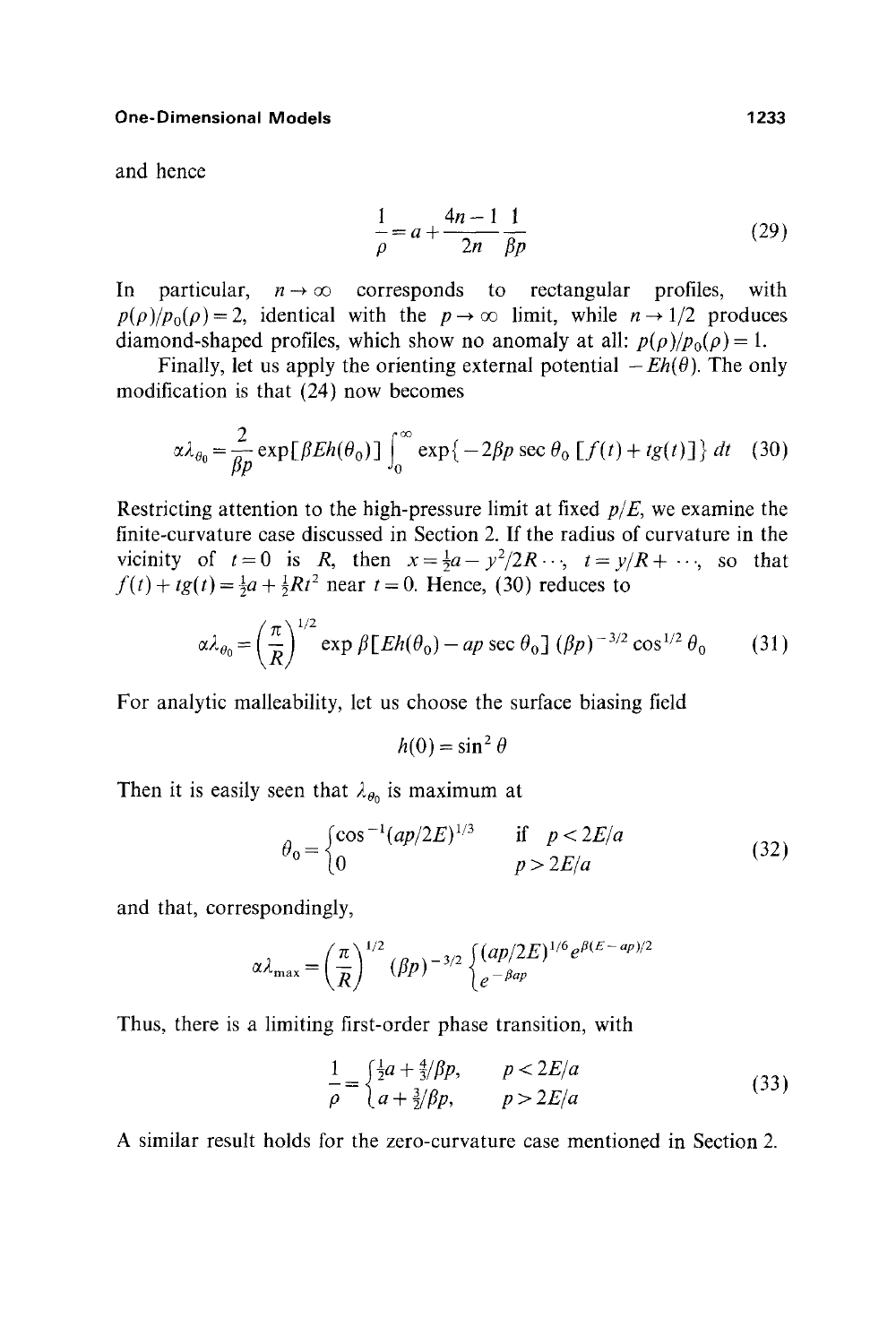and hence

$$\frac{1}{\rho} = a + \frac{4n-1}{2n} \frac{1}{\beta p} \tag{29}$$

In particular, $n \to \infty$ corresponds to rectangular profiles, with $p(\rho)/p_0(\rho) = 2$, identical with the $p \to \infty$ limit, while $n \to 1/2$ produces diamond-shaped profiles, which show no anomaly at all: $p(\rho)/p_0(\rho) = 1$.

Finally, let us apply the orienting external potential $-Eh(\theta)$. The only modification is that (24) now becomes

$$\alpha\lambda_{\theta_0} = \frac{2}{\beta p} \exp[\beta E h(\theta_0)] \int_0^\infty \exp\{-2\beta p \sec\theta_0 \,[f(t) + tg(t)]\}\, dt \tag{30}$$

Restricting attention to the high-pressure limit at fixed $p/E$, we examine the finite-curvature case discussed in Section 2. If the radius of curvature in the vicinity of $t = 0$ is $R$, then $x = \frac{1}{2}a - y^2/2R \cdots$, $t = y/R + \cdots$, so that $f(t) + tg(t) = \frac{1}{2}a + \frac{1}{2}Rt^2$ near $t = 0$. Hence, (30) reduces to

$$\alpha\lambda_{\theta_0} = \left(\frac{\pi}{R}\right)^{1/2} \exp\beta[Eh(\theta_0) - ap\sec\theta_0]\,(\beta p)^{-3/2}\cos^{1/2}\theta_0 \tag{31}$$

For analytic malleability, let us choose the surface biasing field

$$h(0) = \sin^2\theta$$

Then it is easily seen that $\lambda_{\theta_0}$ is maximum at

$$\theta_0 = \begin{cases} \cos^{-1}(ap/2E)^{1/3} & \text{if } \ p < 2E/a \\ 0 & \ \ \ \ \ p > 2E/a \end{cases} \tag{32}$$

and that, correspondingly,

$$\alpha\lambda_{\max} = \left(\frac{\pi}{R}\right)^{1/2} (\beta p)^{-3/2} \begin{cases} (ap/2E)^{1/6} e^{\beta(E-ap)/2} \\ e^{-\beta ap} \end{cases}$$

Thus, there is a limiting first-order phase transition, with

$$\frac{1}{\rho} = \begin{cases} \frac{1}{2}a + \frac{4}{3}/\beta p, & p < 2E/a \\ a + \frac{3}{2}/\beta p, & p > 2E/a \end{cases} \tag{33}$$

A similar result holds for the zero-curvature case mentioned in Section 2.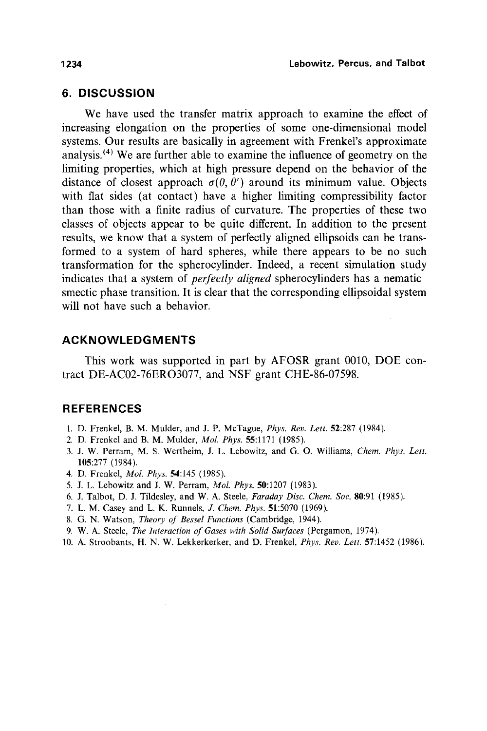## 6. DISCUSSION

We have used the transfer matrix approach to examine the effect of increasing elongation on the properties of some one-dimensional model systems. Our results are basically in agreement with Frenkel's approximate analysis.[4] We are further able to examine the influence of geometry on the limiting properties, which at high pressure depend on the behavior of the distance of closest approach $\sigma(\theta, \theta')$ around its minimum value. Objects with flat sides (at contact) have a higher limiting compressibility factor than those with a finite radius of curvature. The properties of these two classes of objects appear to be quite different. In addition to the present results, we know that a system of perfectly aligned ellipsoids can be transformed to a system of hard spheres, while there appears to be no such transformation for the spherocylinder. Indeed, a recent simulation study indicates that a system of *perfectly aligned* spherocylinders has a nematic–smectic phase transition. It is clear that the corresponding ellipsoidal system will not have such a behavior.

## ACKNOWLEDGMENTS

This work was supported in part by AFOSR grant 0010, DOE contract DE-AC02-76ERO3077, and NSF grant CHE-86-07598.

## REFERENCES

1. D. Frenkel, B. M. Mulder, and J. P. McTague, *Phys. Rev. Lett.* **52**:287 (1984).
2. D. Frenkel and B. M. Mulder, *Mol. Phys.* **55**:1171 (1985).
3. J. W. Perram, M. S. Wertheim, J. L. Lebowitz, and G. O. Williams, *Chem. Phys. Lett.* **105**:277 (1984).
4. D. Frenkel, *Mol. Phys.* **54**:145 (1985).
5. J. L. Lebowitz and J. W. Perram, *Mol. Phys.* **50**:1207 (1983).
6. J. Talbot, D. J. Tildesley, and W. A. Steele, *Faraday Disc. Chem. Soc.* **80**:91 (1985).
7. L. M. Casey and L. K. Runnels, *J. Chem. Phys.* **51**:5070 (1969).
8. G. N. Watson, *Theory of Bessel Functions* (Cambridge, 1944).
9. W. A. Steele, *The Interaction of Gases with Solid Surfaces* (Pergamon, 1974).
10. A. Stroobants, H. N. W. Lekkerkerker, and D. Frenkel, *Phys. Rev. Lett.* **57**:1452 (1986).